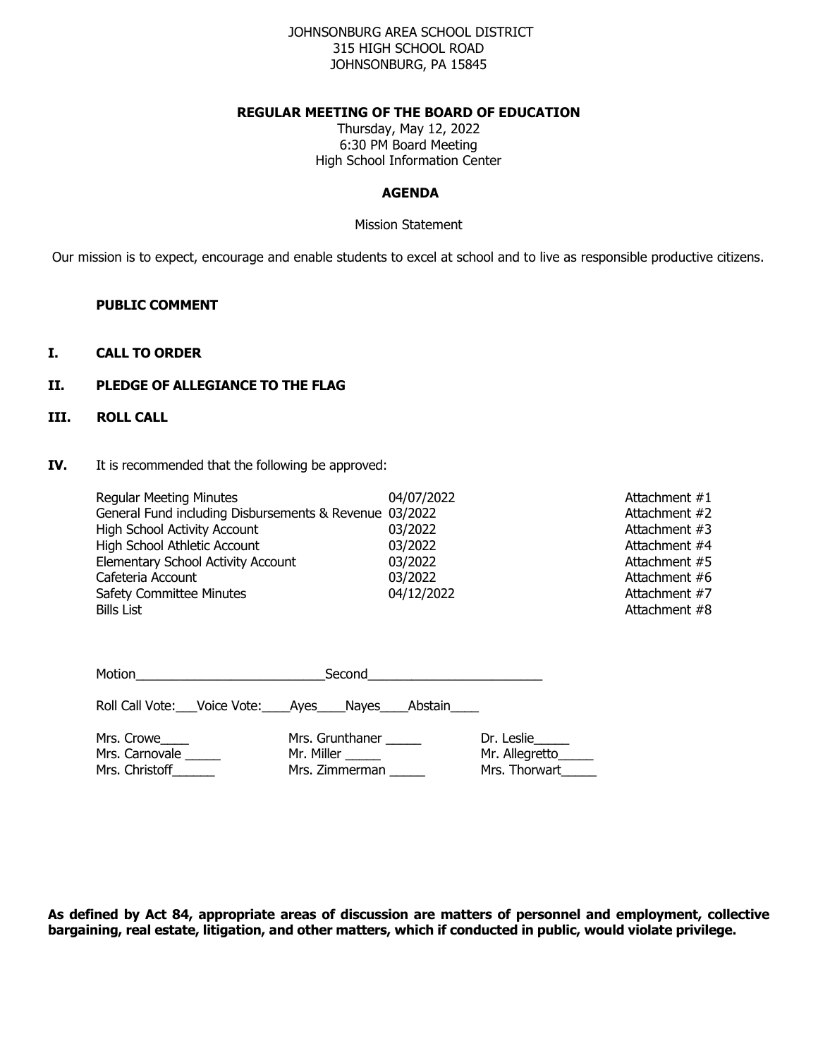JOHNSONBURG AREA SCHOOL DISTRICT
315 HIGH SCHOOL ROAD
JOHNSONBURG, PA 15845

**REGULAR MEETING OF THE BOARD OF EDUCATION**

Thursday, May 12, 2022
6:30 PM Board Meeting
High School Information Center

## AGENDA

Mission Statement

Our mission is to expect, encourage and enable students to excel at school and to live as responsible productive citizens.

**PUBLIC COMMENT**

**I. CALL TO ORDER**

**II. PLEDGE OF ALLEGIANCE TO THE FLAG**

**III. ROLL CALL**

**IV.** It is recommended that the following be approved:

| | | |
|---|---|---|
| Regular Meeting Minutes | 04/07/2022 | Attachment #1 |
| General Fund including Disbursements & Revenue | 03/2022 | Attachment #2 |
| High School Activity Account | 03/2022 | Attachment #3 |
| High School Athletic Account | 03/2022 | Attachment #4 |
| Elementary School Activity Account | 03/2022 | Attachment #5 |
| Cafeteria Account | 03/2022 | Attachment #6 |
| Safety Committee Minutes | 04/12/2022 | Attachment #7 |
| Bills List | | Attachment #8 |

Motion__________________________Second________________________

Roll Call Vote:___Voice Vote:____Ayes____Nayes____Abstain____

| | | |
|---|---|---|
| Mrs. Crowe____ | Mrs. Grunthaner _____ | Dr. Leslie_____ |
| Mrs. Carnovale _____ | Mr. Miller _____ | Mr. Allegretto_____ |
| Mrs. Christoff______ | Mrs. Zimmerman _____ | Mrs. Thorwart_____ |

**As defined by Act 84, appropriate areas of discussion are matters of personnel and employment, collective bargaining, real estate, litigation, and other matters, which if conducted in public, would violate privilege.**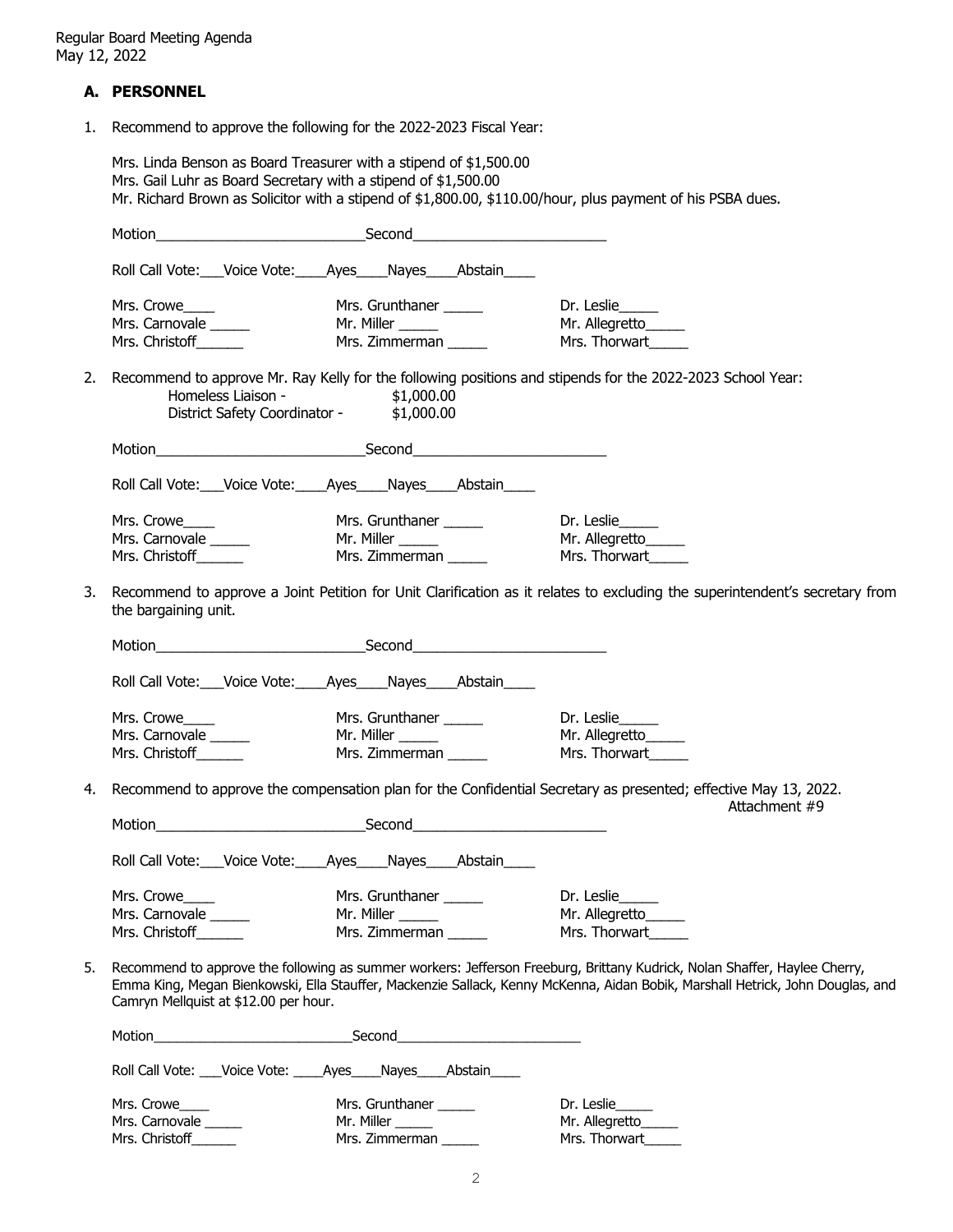Regular Board Meeting Agenda
May 12, 2022

## A. PERSONNEL

1. Recommend to approve the following for the 2022-2023 Fiscal Year:

   Mrs. Linda Benson as Board Treasurer with a stipend of $1,500.00
   Mrs. Gail Luhr as Board Secretary with a stipend of $1,500.00
   Mr. Richard Brown as Solicitor with a stipend of $1,800.00, $110.00/hour, plus payment of his PSBA dues.

   Motion___________________________Second_________________________

   Roll Call Vote:___Voice Vote:____Ayes____Nayes____Abstain____

   | | | |
   |---|---|---|
   | Mrs. Crowe____ | Mrs. Grunthaner _____ | Dr. Leslie_____ |
   | Mrs. Carnovale _____ | Mr. Miller _____ | Mr. Allegretto_____ |
   | Mrs. Christoff______ | Mrs. Zimmerman _____ | Mrs. Thorwart_____ |

2. Recommend to approve Mr. Ray Kelly for the following positions and stipends for the 2022-2023 School Year:

   Homeless Liaison - $1,000.00
   District Safety Coordinator - $1,000.00

   Motion___________________________Second_________________________

   Roll Call Vote:___Voice Vote:____Ayes____Nayes____Abstain____

   | | | |
   |---|---|---|
   | Mrs. Crowe____ | Mrs. Grunthaner _____ | Dr. Leslie_____ |
   | Mrs. Carnovale _____ | Mr. Miller _____ | Mr. Allegretto_____ |
   | Mrs. Christoff______ | Mrs. Zimmerman _____ | Mrs. Thorwart_____ |

3. Recommend to approve a Joint Petition for Unit Clarification as it relates to excluding the superintendent's secretary from the bargaining unit.

   Motion___________________________Second_________________________

   Roll Call Vote:___Voice Vote:____Ayes____Nayes____Abstain____

   | | | |
   |---|---|---|
   | Mrs. Crowe____ | Mrs. Grunthaner _____ | Dr. Leslie_____ |
   | Mrs. Carnovale _____ | Mr. Miller _____ | Mr. Allegretto_____ |
   | Mrs. Christoff______ | Mrs. Zimmerman _____ | Mrs. Thorwart_____ |

4. Recommend to approve the compensation plan for the Confidential Secretary as presented; effective May 13, 2022.

   Attachment #9

   Motion___________________________Second_________________________

   Roll Call Vote:___Voice Vote:____Ayes____Nayes____Abstain____

   | | | |
   |---|---|---|
   | Mrs. Crowe____ | Mrs. Grunthaner _____ | Dr. Leslie_____ |
   | Mrs. Carnovale _____ | Mr. Miller _____ | Mr. Allegretto_____ |
   | Mrs. Christoff______ | Mrs. Zimmerman _____ | Mrs. Thorwart_____ |

5. Recommend to approve the following as summer workers: Jefferson Freeburg, Brittany Kudrick, Nolan Shaffer, Haylee Cherry, Emma King, Megan Bienkowski, Ella Stauffer, Mackenzie Sallack, Kenny McKenna, Aidan Bobik, Marshall Hetrick, John Douglas, and Camryn Mellquist at $12.00 per hour.

   Motion___________________________Second_________________________

   Roll Call Vote: ___Voice Vote: ____Ayes____Nayes____Abstain____

   | | | |
   |---|---|---|
   | Mrs. Crowe____ | Mrs. Grunthaner _____ | Dr. Leslie_____ |
   | Mrs. Carnovale _____ | Mr. Miller _____ | Mr. Allegretto_____ |
   | Mrs. Christoff______ | Mrs. Zimmerman _____ | Mrs. Thorwart_____ |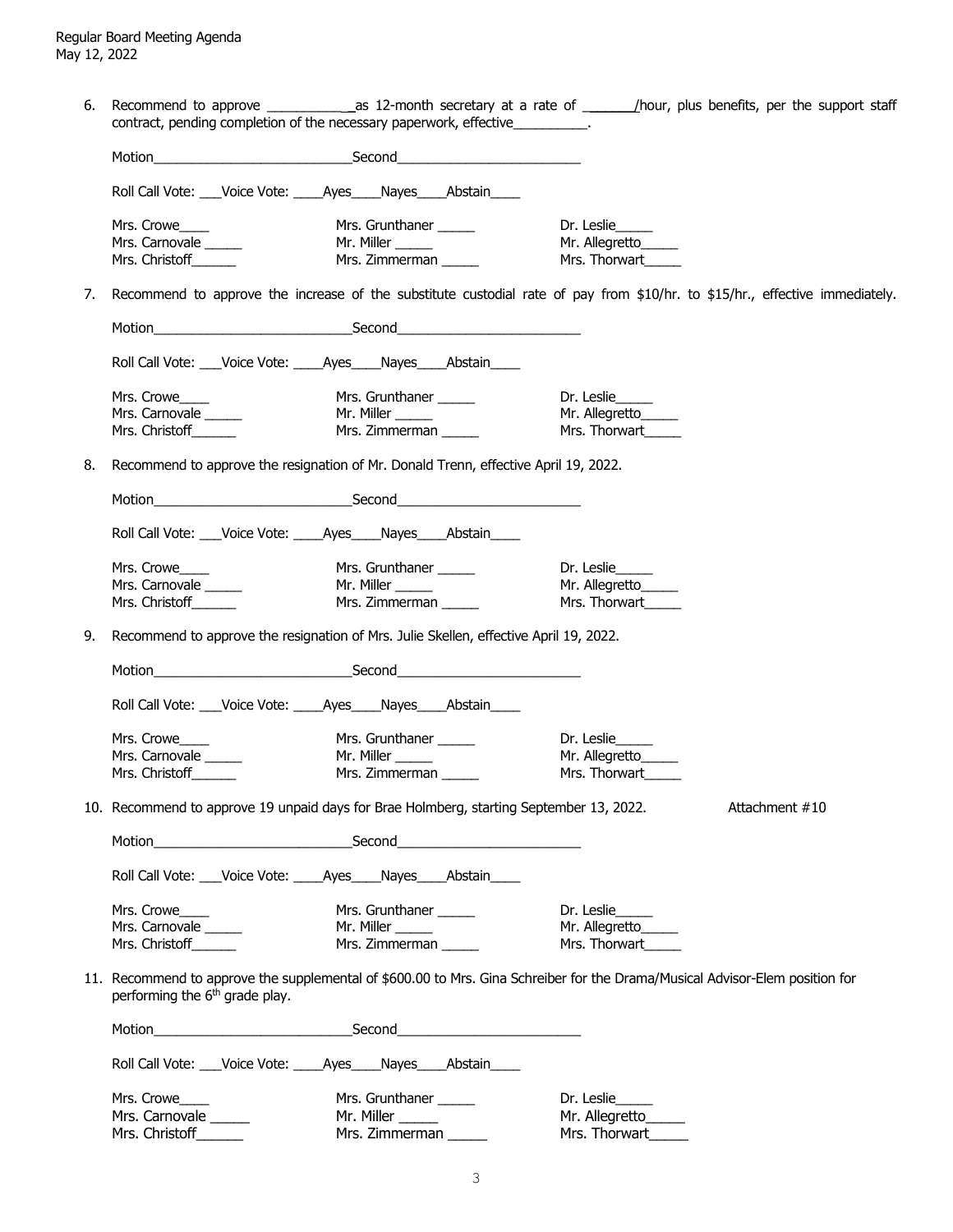6. Recommend to approve ___________as 12-month secretary at a rate of _______/hour, plus benefits, per the support staff contract, pending completion of the necessary paperwork, effective__________.

   Motion___________________________Second_________________________

   Roll Call Vote: ___Voice Vote: ____Ayes____Nayes____Abstain____

   | | | |
   |---|---|---|
   | Mrs. Crowe____ | Mrs. Grunthaner _____ | Dr. Leslie_____ |
   | Mrs. Carnovale _____ | Mr. Miller _____ | Mr. Allegretto_____ |
   | Mrs. Christoff______ | Mrs. Zimmerman _____ | Mrs. Thorwart_____ |

7. Recommend to approve the increase of the substitute custodial rate of pay from $10/hr. to $15/hr., effective immediately.

   Motion___________________________Second_________________________

   Roll Call Vote: ___Voice Vote: ____Ayes____Nayes____Abstain____

   | | | |
   |---|---|---|
   | Mrs. Crowe____ | Mrs. Grunthaner _____ | Dr. Leslie_____ |
   | Mrs. Carnovale _____ | Mr. Miller _____ | Mr. Allegretto_____ |
   | Mrs. Christoff______ | Mrs. Zimmerman _____ | Mrs. Thorwart_____ |

8. Recommend to approve the resignation of Mr. Donald Trenn, effective April 19, 2022.

   Motion___________________________Second_________________________

   Roll Call Vote: ___Voice Vote: ____Ayes____Nayes____Abstain____

   | | | |
   |---|---|---|
   | Mrs. Crowe____ | Mrs. Grunthaner _____ | Dr. Leslie_____ |
   | Mrs. Carnovale _____ | Mr. Miller _____ | Mr. Allegretto_____ |
   | Mrs. Christoff______ | Mrs. Zimmerman _____ | Mrs. Thorwart_____ |

9. Recommend to approve the resignation of Mrs. Julie Skellen, effective April 19, 2022.

   Motion___________________________Second_________________________

   Roll Call Vote: ___Voice Vote: ____Ayes____Nayes____Abstain____

   | | | |
   |---|---|---|
   | Mrs. Crowe____ | Mrs. Grunthaner _____ | Dr. Leslie_____ |
   | Mrs. Carnovale _____ | Mr. Miller _____ | Mr. Allegretto_____ |
   | Mrs. Christoff______ | Mrs. Zimmerman _____ | Mrs. Thorwart_____ |

10. Recommend to approve 19 unpaid days for Brae Holmberg, starting September 13, 2022. Attachment #10

    Motion___________________________Second_________________________

    Roll Call Vote: ___Voice Vote: ____Ayes____Nayes____Abstain____

    | | | |
    |---|---|---|
    | Mrs. Crowe____ | Mrs. Grunthaner _____ | Dr. Leslie_____ |
    | Mrs. Carnovale _____ | Mr. Miller _____ | Mr. Allegretto_____ |
    | Mrs. Christoff______ | Mrs. Zimmerman _____ | Mrs. Thorwart_____ |

11. Recommend to approve the supplemental of $600.00 to Mrs. Gina Schreiber for the Drama/Musical Advisor-Elem position for performing the 6th grade play.

    Motion___________________________Second_________________________

    Roll Call Vote: ___Voice Vote: ____Ayes____Nayes____Abstain____

    | | | |
    |---|---|---|
    | Mrs. Crowe____ | Mrs. Grunthaner _____ | Dr. Leslie_____ |
    | Mrs. Carnovale _____ | Mr. Miller _____ | Mr. Allegretto_____ |
    | Mrs. Christoff______ | Mrs. Zimmerman _____ | Mrs. Thorwart_____ |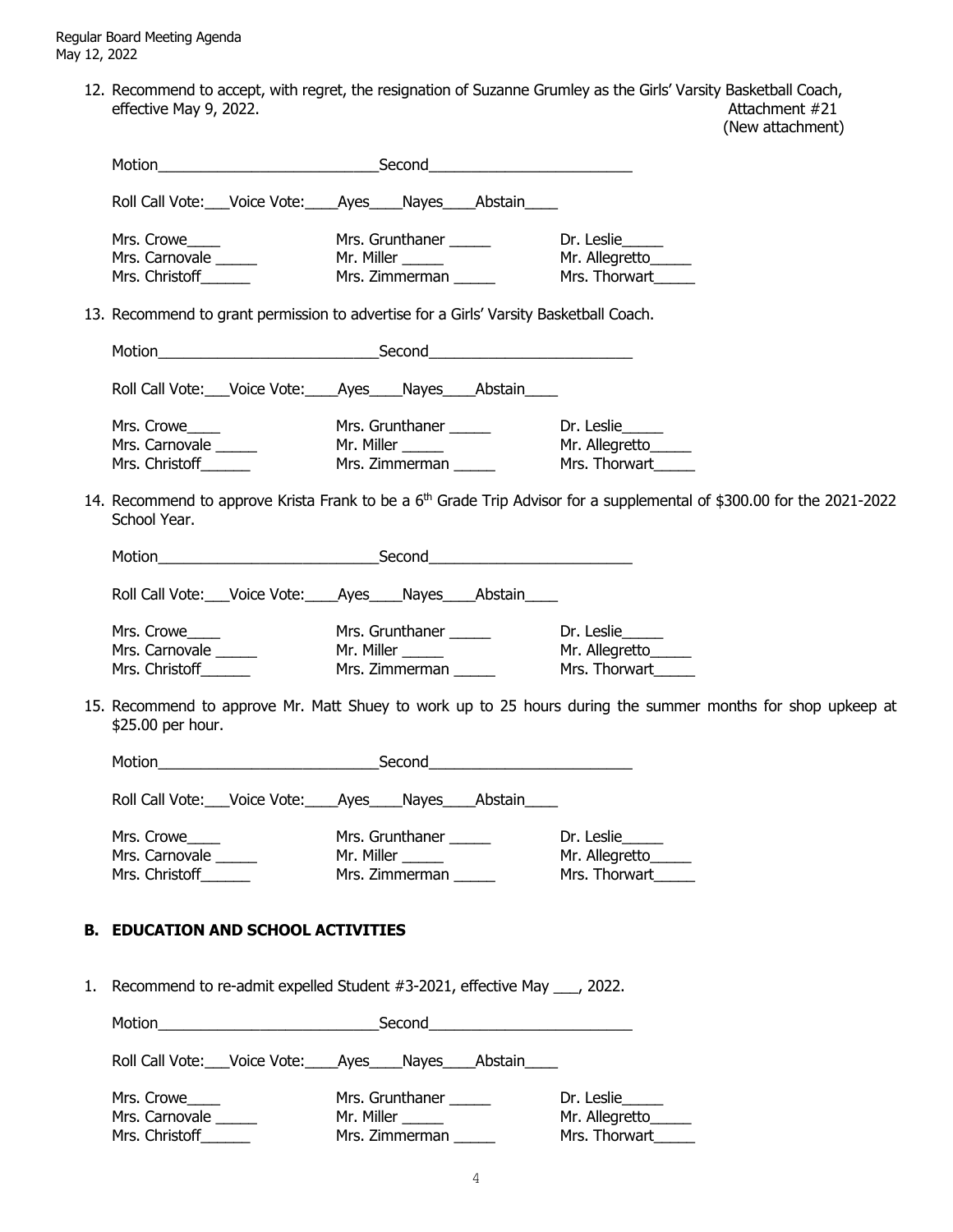12. Recommend to accept, with regret, the resignation of Suzanne Grumley as the Girls' Varsity Basketball Coach, effective May 9, 2022. Attachment #21 (New attachment)

Motion___________________________Second_________________________

Roll Call Vote:___Voice Vote:____Ayes____Nayes____Abstain____

| | | |
|---|---|---|
| Mrs. Crowe____ | Mrs. Grunthaner _____ | Dr. Leslie_____ |
| Mrs. Carnovale _____ | Mr. Miller _____ | Mr. Allegretto_____ |
| Mrs. Christoff______ | Mrs. Zimmerman _____ | Mrs. Thorwart_____ |

13. Recommend to grant permission to advertise for a Girls' Varsity Basketball Coach.

Motion___________________________Second_________________________

Roll Call Vote:___Voice Vote:____Ayes____Nayes____Abstain____

| | | |
|---|---|---|
| Mrs. Crowe____ | Mrs. Grunthaner _____ | Dr. Leslie_____ |
| Mrs. Carnovale _____ | Mr. Miller _____ | Mr. Allegretto_____ |
| Mrs. Christoff______ | Mrs. Zimmerman _____ | Mrs. Thorwart_____ |

14. Recommend to approve Krista Frank to be a 6th Grade Trip Advisor for a supplemental of $300.00 for the 2021-2022 School Year.

Motion___________________________Second_________________________

Roll Call Vote:___Voice Vote:____Ayes____Nayes____Abstain____

| | | |
|---|---|---|
| Mrs. Crowe____ | Mrs. Grunthaner _____ | Dr. Leslie_____ |
| Mrs. Carnovale _____ | Mr. Miller _____ | Mr. Allegretto_____ |
| Mrs. Christoff______ | Mrs. Zimmerman _____ | Mrs. Thorwart_____ |

15. Recommend to approve Mr. Matt Shuey to work up to 25 hours during the summer months for shop upkeep at $25.00 per hour.

Motion___________________________Second_________________________

Roll Call Vote:___Voice Vote:____Ayes____Nayes____Abstain____

| | | |
|---|---|---|
| Mrs. Crowe____ | Mrs. Grunthaner _____ | Dr. Leslie_____ |
| Mrs. Carnovale _____ | Mr. Miller _____ | Mr. Allegretto_____ |
| Mrs. Christoff______ | Mrs. Zimmerman _____ | Mrs. Thorwart_____ |

## B. EDUCATION AND SCHOOL ACTIVITIES

1. Recommend to re-admit expelled Student #3-2021, effective May ___, 2022.

Motion___________________________Second_________________________

Roll Call Vote:___Voice Vote:____Ayes____Nayes____Abstain____

| | | |
|---|---|---|
| Mrs. Crowe____ | Mrs. Grunthaner _____ | Dr. Leslie_____ |
| Mrs. Carnovale _____ | Mr. Miller _____ | Mr. Allegretto_____ |
| Mrs. Christoff______ | Mrs. Zimmerman _____ | Mrs. Thorwart_____ |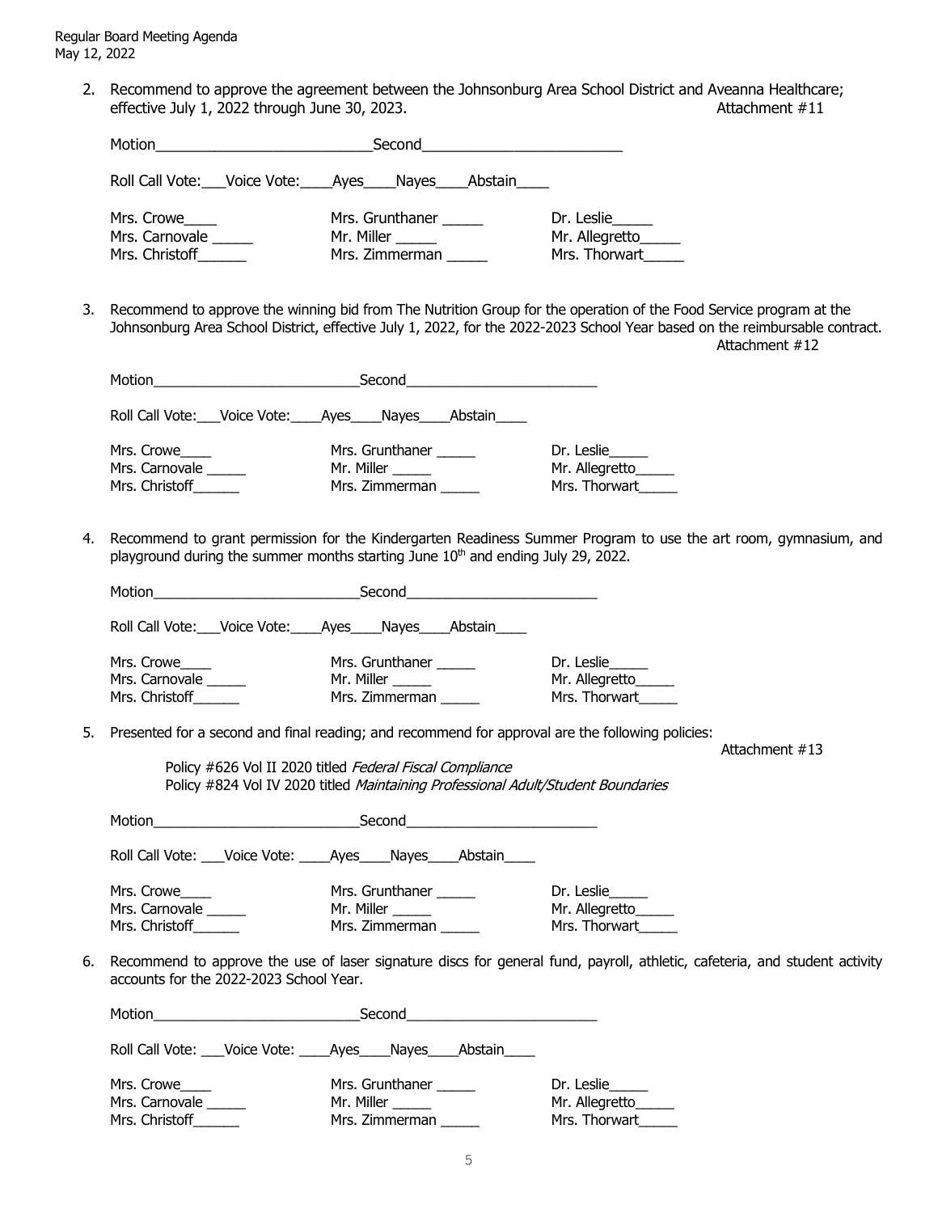2. Recommend to approve the agreement between the Johnsonburg Area School District and Aveanna Healthcare; effective July 1, 2022 through June 30, 2023. Attachment #11

   Motion___________________________Second_________________________

   Roll Call Vote:___Voice Vote:____Ayes____Nayes____Abstain____

   | | | |
   |---|---|---|
   | Mrs. Crowe____ | Mrs. Grunthaner _____ | Dr. Leslie_____ |
   | Mrs. Carnovale _____ | Mr. Miller _____ | Mr. Allegretto_____ |
   | Mrs. Christoff______ | Mrs. Zimmerman _____ | Mrs. Thorwart_____ |

3. Recommend to approve the winning bid from The Nutrition Group for the operation of the Food Service program at the Johnsonburg Area School District, effective July 1, 2022, for the 2022-2023 School Year based on the reimbursable contract. Attachment #12

   Motion___________________________Second_________________________

   Roll Call Vote:___Voice Vote:____Ayes____Nayes____Abstain____

   | | | |
   |---|---|---|
   | Mrs. Crowe____ | Mrs. Grunthaner _____ | Dr. Leslie_____ |
   | Mrs. Carnovale _____ | Mr. Miller _____ | Mr. Allegretto_____ |
   | Mrs. Christoff______ | Mrs. Zimmerman _____ | Mrs. Thorwart_____ |

4. Recommend to grant permission for the Kindergarten Readiness Summer Program to use the art room, gymnasium, and playground during the summer months starting June 10th and ending July 29, 2022.

   Motion___________________________Second_________________________

   Roll Call Vote:___Voice Vote:____Ayes____Nayes____Abstain____

   | | | |
   |---|---|---|
   | Mrs. Crowe____ | Mrs. Grunthaner _____ | Dr. Leslie_____ |
   | Mrs. Carnovale _____ | Mr. Miller _____ | Mr. Allegretto_____ |
   | Mrs. Christoff______ | Mrs. Zimmerman _____ | Mrs. Thorwart_____ |

5. Presented for a second and final reading; and recommend for approval are the following policies: Attachment #13

   Policy #626 Vol II 2020 titled *Federal Fiscal Compliance*
   Policy #824 Vol IV 2020 titled *Maintaining Professional Adult/Student Boundaries*

   Motion___________________________Second_________________________

   Roll Call Vote: ___Voice Vote: ____Ayes____Nayes____Abstain____

   | | | |
   |---|---|---|
   | Mrs. Crowe____ | Mrs. Grunthaner _____ | Dr. Leslie_____ |
   | Mrs. Carnovale _____ | Mr. Miller _____ | Mr. Allegretto_____ |
   | Mrs. Christoff______ | Mrs. Zimmerman _____ | Mrs. Thorwart_____ |

6. Recommend to approve the use of laser signature discs for general fund, payroll, athletic, cafeteria, and student activity accounts for the 2022-2023 School Year.

   Motion___________________________Second_________________________

   Roll Call Vote: ___Voice Vote: ____Ayes____Nayes____Abstain____

   | | | |
   |---|---|---|
   | Mrs. Crowe____ | Mrs. Grunthaner _____ | Dr. Leslie_____ |
   | Mrs. Carnovale _____ | Mr. Miller _____ | Mr. Allegretto_____ |
   | Mrs. Christoff______ | Mrs. Zimmerman _____ | Mrs. Thorwart_____ |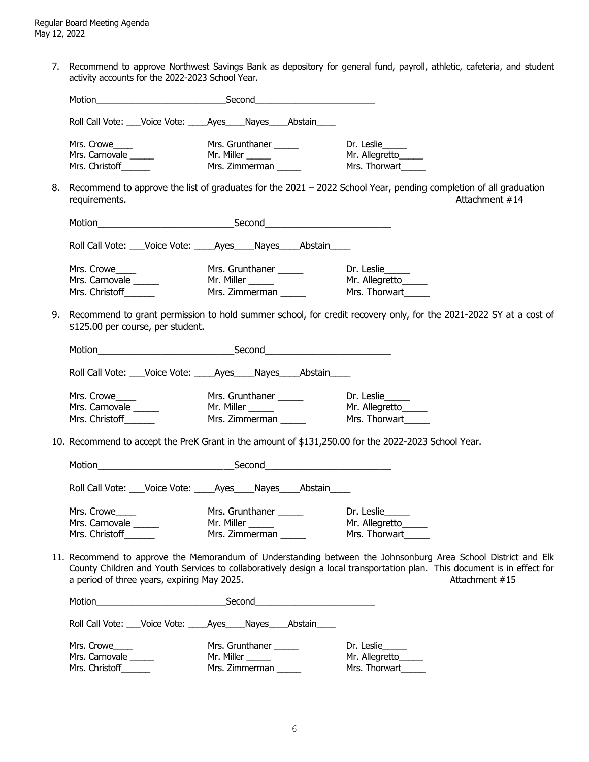7. Recommend to approve Northwest Savings Bank as depository for general fund, payroll, athletic, cafeteria, and student activity accounts for the 2022-2023 School Year.

   Motion__________________________Second________________________

   Roll Call Vote: ___Voice Vote: ____Ayes____Nayes____Abstain____

   | | | |
   |---|---|---|
   | Mrs. Crowe____ | Mrs. Grunthaner _____ | Dr. Leslie_____ |
   | Mrs. Carnovale _____ | Mr. Miller _____ | Mr. Allegretto_____ |
   | Mrs. Christoff______ | Mrs. Zimmerman _____ | Mrs. Thorwart_____ |

8. Recommend to approve the list of graduates for the 2021 – 2022 School Year, pending completion of all graduation requirements. Attachment #14

   Motion__________________________Second________________________

   Roll Call Vote: ___Voice Vote: ____Ayes____Nayes____Abstain____

   | | | |
   |---|---|---|
   | Mrs. Crowe____ | Mrs. Grunthaner _____ | Dr. Leslie_____ |
   | Mrs. Carnovale _____ | Mr. Miller _____ | Mr. Allegretto_____ |
   | Mrs. Christoff______ | Mrs. Zimmerman _____ | Mrs. Thorwart_____ |

9. Recommend to grant permission to hold summer school, for credit recovery only, for the 2021-2022 SY at a cost of $125.00 per course, per student.

   Motion__________________________Second________________________

   Roll Call Vote: ___Voice Vote: ____Ayes____Nayes____Abstain____

   | | | |
   |---|---|---|
   | Mrs. Crowe____ | Mrs. Grunthaner _____ | Dr. Leslie_____ |
   | Mrs. Carnovale _____ | Mr. Miller _____ | Mr. Allegretto_____ |
   | Mrs. Christoff______ | Mrs. Zimmerman _____ | Mrs. Thorwart_____ |

10. Recommend to accept the PreK Grant in the amount of $131,250.00 for the 2022-2023 School Year.

    Motion__________________________Second________________________

    Roll Call Vote: ___Voice Vote: ____Ayes____Nayes____Abstain____

    | | | |
    |---|---|---|
    | Mrs. Crowe____ | Mrs. Grunthaner _____ | Dr. Leslie_____ |
    | Mrs. Carnovale _____ | Mr. Miller _____ | Mr. Allegretto_____ |
    | Mrs. Christoff______ | Mrs. Zimmerman _____ | Mrs. Thorwart_____ |

11. Recommend to approve the Memorandum of Understanding between the Johnsonburg Area School District and Elk County Children and Youth Services to collaboratively design a local transportation plan. This document is in effect for a period of three years, expiring May 2025. Attachment #15

    Motion__________________________Second________________________

    Roll Call Vote: ___Voice Vote: ____Ayes____Nayes____Abstain____

    | | | |
    |---|---|---|
    | Mrs. Crowe____ | Mrs. Grunthaner _____ | Dr. Leslie_____ |
    | Mrs. Carnovale _____ | Mr. Miller _____ | Mr. Allegretto_____ |
    | Mrs. Christoff______ | Mrs. Zimmerman _____ | Mrs. Thorwart_____ |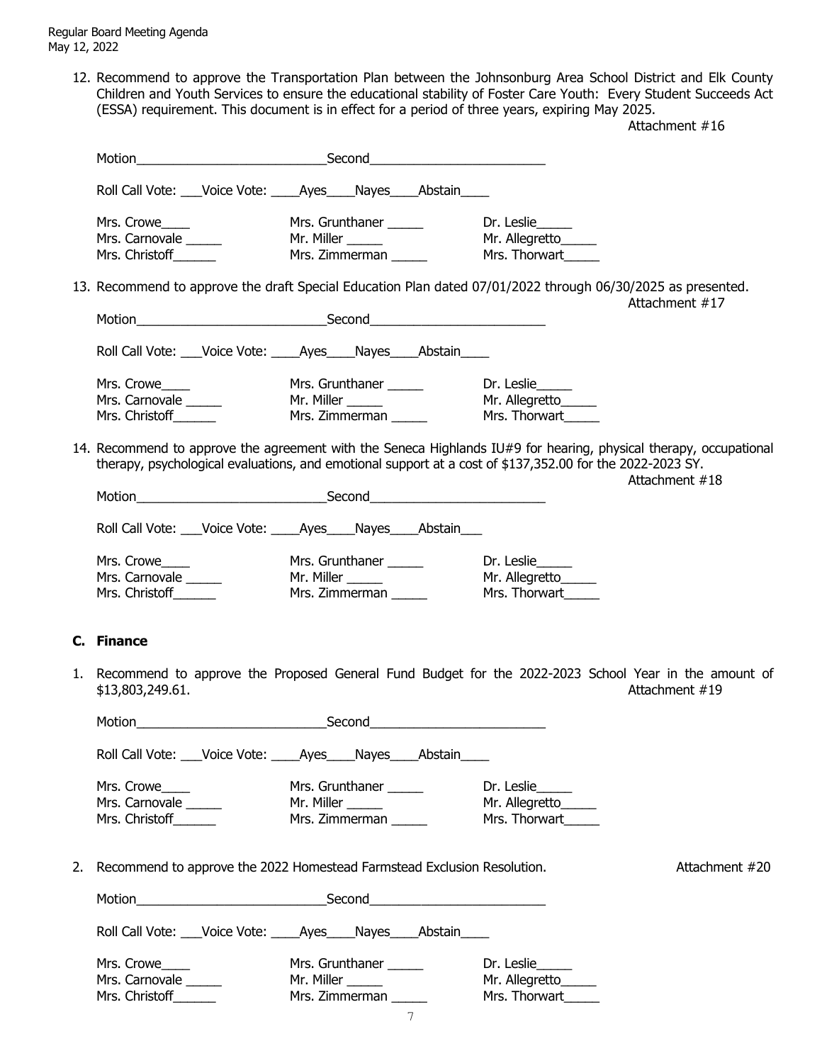12. Recommend to approve the Transportation Plan between the Johnsonburg Area School District and Elk County Children and Youth Services to ensure the educational stability of Foster Care Youth: Every Student Succeeds Act (ESSA) requirement. This document is in effect for a period of three years, expiring May 2025.
Attachment #16

Motion___________________________Second_________________________

Roll Call Vote: ___Voice Vote: ____Ayes____Nayes____Abstain____

| | | |
|---|---|---|
| Mrs. Crowe____ | Mrs. Grunthaner _____ | Dr. Leslie_____ |
| Mrs. Carnovale _____ | Mr. Miller _____ | Mr. Allegretto_____ |
| Mrs. Christoff______ | Mrs. Zimmerman _____ | Mrs. Thorwart_____ |

13. Recommend to approve the draft Special Education Plan dated 07/01/2022 through 06/30/2025 as presented.
Attachment #17

Motion___________________________Second_________________________

Roll Call Vote: ___Voice Vote: ____Ayes____Nayes____Abstain____

| | | |
|---|---|---|
| Mrs. Crowe____ | Mrs. Grunthaner _____ | Dr. Leslie_____ |
| Mrs. Carnovale _____ | Mr. Miller _____ | Mr. Allegretto_____ |
| Mrs. Christoff______ | Mrs. Zimmerman _____ | Mrs. Thorwart_____ |

14. Recommend to approve the agreement with the Seneca Highlands IU#9 for hearing, physical therapy, occupational therapy, psychological evaluations, and emotional support at a cost of $137,352.00 for the 2022-2023 SY.
Attachment #18

Motion___________________________Second_________________________

Roll Call Vote: ___Voice Vote: ____Ayes____Nayes____Abstain___

| | | |
|---|---|---|
| Mrs. Crowe____ | Mrs. Grunthaner _____ | Dr. Leslie_____ |
| Mrs. Carnovale _____ | Mr. Miller _____ | Mr. Allegretto_____ |
| Mrs. Christoff______ | Mrs. Zimmerman _____ | Mrs. Thorwart_____ |

### C. Finance

1. Recommend to approve the Proposed General Fund Budget for the 2022-2023 School Year in the amount of $13,803,249.61.
Attachment #19

Motion___________________________Second_________________________

Roll Call Vote: ___Voice Vote: ____Ayes____Nayes____Abstain____

| | | |
|---|---|---|
| Mrs. Crowe____ | Mrs. Grunthaner _____ | Dr. Leslie_____ |
| Mrs. Carnovale _____ | Mr. Miller _____ | Mr. Allegretto_____ |
| Mrs. Christoff______ | Mrs. Zimmerman _____ | Mrs. Thorwart_____ |

2. Recommend to approve the 2022 Homestead Farmstead Exclusion Resolution.
Attachment #20

Motion___________________________Second_________________________

Roll Call Vote: ___Voice Vote: ____Ayes____Nayes____Abstain____

| | | |
|---|---|---|
| Mrs. Crowe____ | Mrs. Grunthaner _____ | Dr. Leslie_____ |
| Mrs. Carnovale _____ | Mr. Miller _____ | Mr. Allegretto_____ |
| Mrs. Christoff______ | Mrs. Zimmerman _____ | Mrs. Thorwart_____ |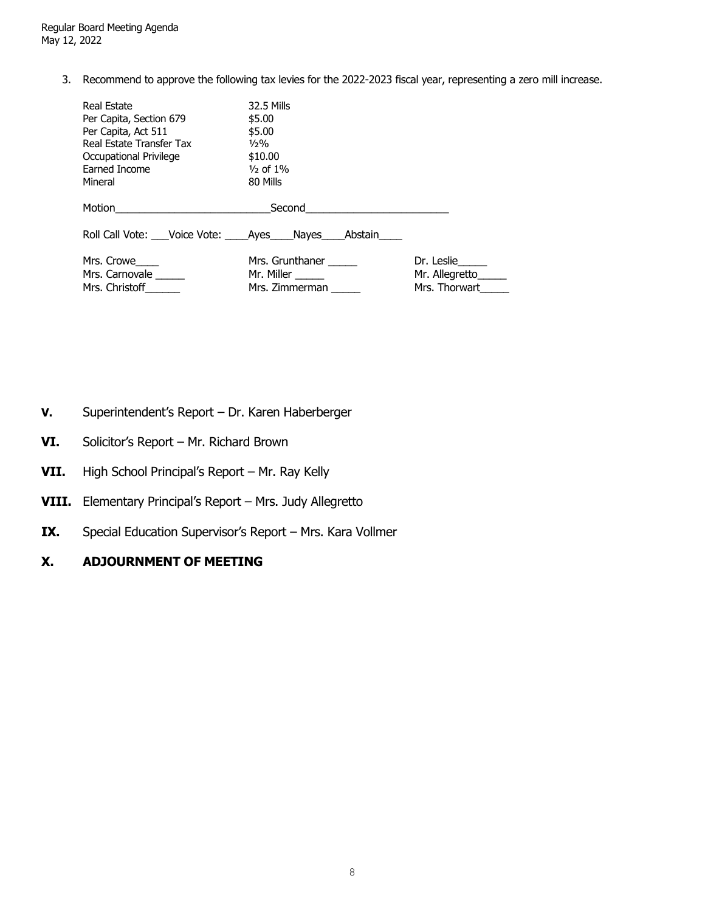3. Recommend to approve the following tax levies for the 2022-2023 fiscal year, representing a zero mill increase.

| | |
|---|---|
| Real Estate | 32.5 Mills |
| Per Capita, Section 679 | $5.00 |
| Per Capita, Act 511 | $5.00 |
| Real Estate Transfer Tax | ½% |
| Occupational Privilege | $10.00 |
| Earned Income | ½ of 1% |
| Mineral | 80 Mills |

Motion__________________________Second________________________

Roll Call Vote: ___Voice Vote: ____Ayes____Nayes____Abstain____

| | | |
|---|---|---|
| Mrs. Crowe____ | Mrs. Grunthaner _____ | Dr. Leslie_____ |
| Mrs. Carnovale _____ | Mr. Miller _____ | Mr. Allegretto_____ |
| Mrs. Christoff______ | Mrs. Zimmerman _____ | Mrs. Thorwart_____ |

**V.** Superintendent's Report – Dr. Karen Haberberger

**VI.** Solicitor's Report – Mr. Richard Brown

**VII.** High School Principal's Report – Mr. Ray Kelly

**VIII.** Elementary Principal's Report – Mrs. Judy Allegretto

**IX.** Special Education Supervisor's Report – Mrs. Kara Vollmer

## X. ADJOURNMENT OF MEETING